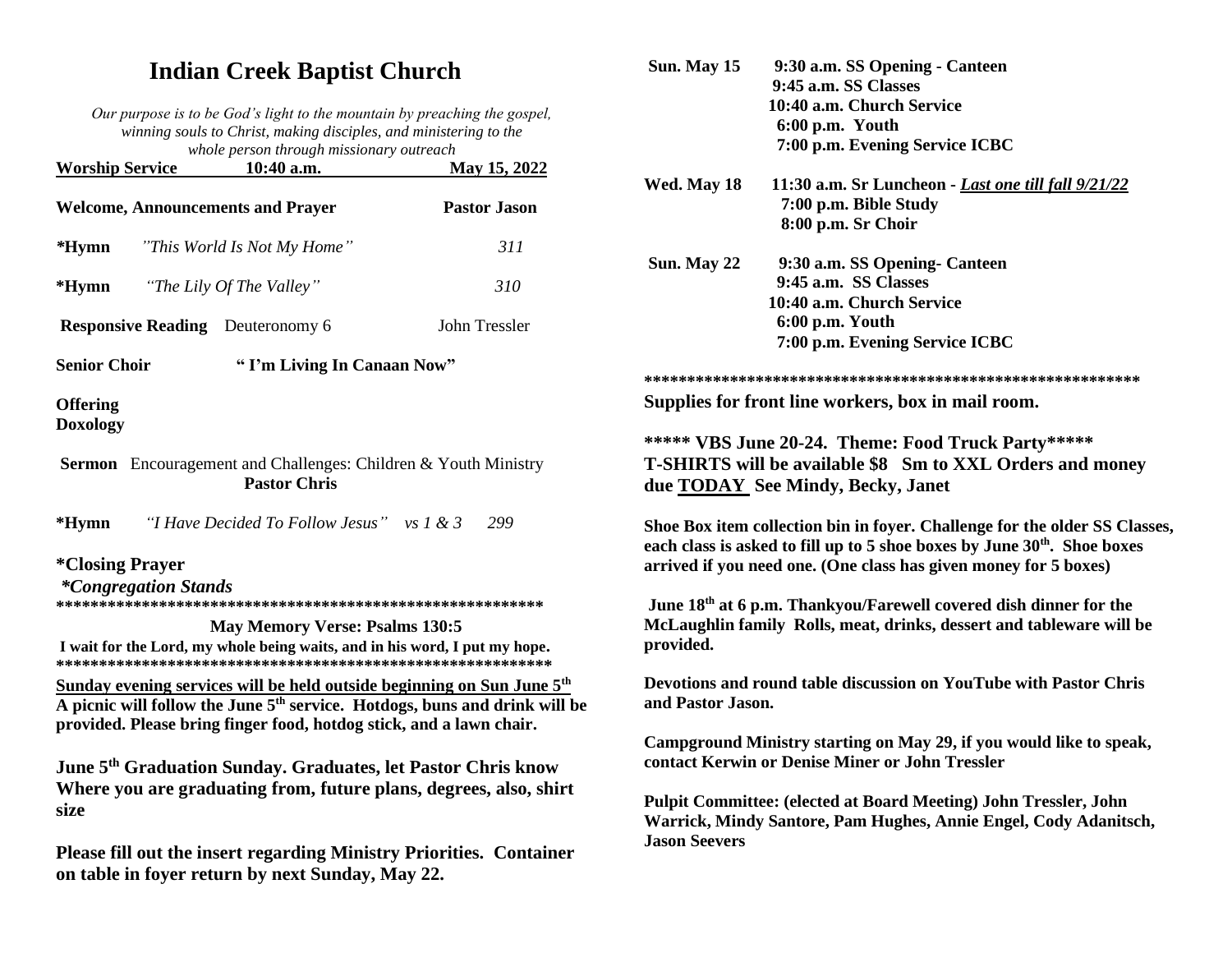# Indian Creek Baptist Church

*Our purpose is to be God's light to the mountain by preaching the gospel, winning souls to Christ, making disciples, and ministering to the whole person through missionary outreach*

**Worship Service 10:40 a.m. May 15, 2022**

**Welcome, Announcements and Prayer** — **Pastor Jason**

**\*Hymn** *"This World Is Not My Home"* — *311*

**\*Hymn** *"The Lily Of The Valley"* — *310*

**Responsive Reading** Deuteronomy 6 — John Tressler

**Senior Choir** **" I'm Living In Canaan Now"**

**Offering**
**Doxology**

**Sermon** Encouragement and Challenges: Children & Youth Ministry
**Pastor Chris**

**\*Hymn** *"I Have Decided To Follow Jesus" vs 1 & 3* — *299*

**\*Closing Prayer**

***\*Congregation Stands***

\*\*\*\*\*\*\*\*\*\*\*\*\*\*\*\*\*\*\*\*\*\*\*\*\*\*\*\*\*\*\*\*\*\*\*\*\*\*\*\*\*\*\*\*\*\*\*\*\*\*\*\*\*\*\*\*\*\*\*\*

**May Memory Verse: Psalms 130:5**

**I wait for the Lord, my whole being waits, and in his word, I put my hope.**

\*\*\*\*\*\*\*\*\*\*\*\*\*\*\*\*\*\*\*\*\*\*\*\*\*\*\*\*\*\*\*\*\*\*\*\*\*\*\*\*\*\*\*\*\*\*\*\*\*\*\*\*\*\*\*\*\*\*\*\*

**<u>Sunday evening services will be held outside beginning on Sun June 5th</u>**
**A picnic will follow the June 5th service. Hotdogs, buns and drink will be provided. Please bring finger food, hotdog stick, and a lawn chair.**

**June 5th Graduation Sunday. Graduates, let Pastor Chris know Where you are graduating from, future plans, degrees, also, shirt size**

**Please fill out the insert regarding Ministry Priorities. Container on table in foyer return by next Sunday, May 22.**

**Sun. May 15**
**9:30 a.m. SS Opening - Canteen**
**9:45 a.m. SS Classes**
**10:40 a.m. Church Service**
**6:00 p.m. Youth**
**7:00 p.m. Evening Service ICBC**

**Wed. May 18**
**11:30 a.m. Sr Luncheon - *<u>Last one till fall 9/21/22</u>***
**7:00 p.m. Bible Study**
**8:00 p.m. Sr Choir**

**Sun. May 22**
**9:30 a.m. SS Opening- Canteen**
**9:45 a.m. SS Classes**
**10:40 a.m. Church Service**
**6:00 p.m. Youth**
**7:00 p.m. Evening Service ICBC**

\*\*\*\*\*\*\*\*\*\*\*\*\*\*\*\*\*\*\*\*\*\*\*\*\*\*\*\*\*\*\*\*\*\*\*\*\*\*\*\*\*\*\*\*\*\*\*\*\*\*\*\*\*\*\*\*\*\*\*\*

**Supplies for front line workers, box in mail room.**

**\*\*\*\*\* VBS June 20-24. Theme: Food Truck Party\*\*\*\*\***
**T-SHIRTS will be available $8 Sm to XXL Orders and money due <u>TODAY</u> See Mindy, Becky, Janet**

**Shoe Box item collection bin in foyer. Challenge for the older SS Classes, each class is asked to fill up to 5 shoe boxes by June 30th. Shoe boxes arrived if you need one. (One class has given money for 5 boxes)**

**June 18th at 6 p.m. Thankyou/Farewell covered dish dinner for the McLaughlin family Rolls, meat, drinks, dessert and tableware will be provided.**

**Devotions and round table discussion on YouTube with Pastor Chris and Pastor Jason.**

**Campground Ministry starting on May 29, if you would like to speak, contact Kerwin or Denise Miner or John Tressler**

**Pulpit Committee: (elected at Board Meeting) John Tressler, John Warrick, Mindy Santore, Pam Hughes, Annie Engel, Cody Adanitsch, Jason Seevers**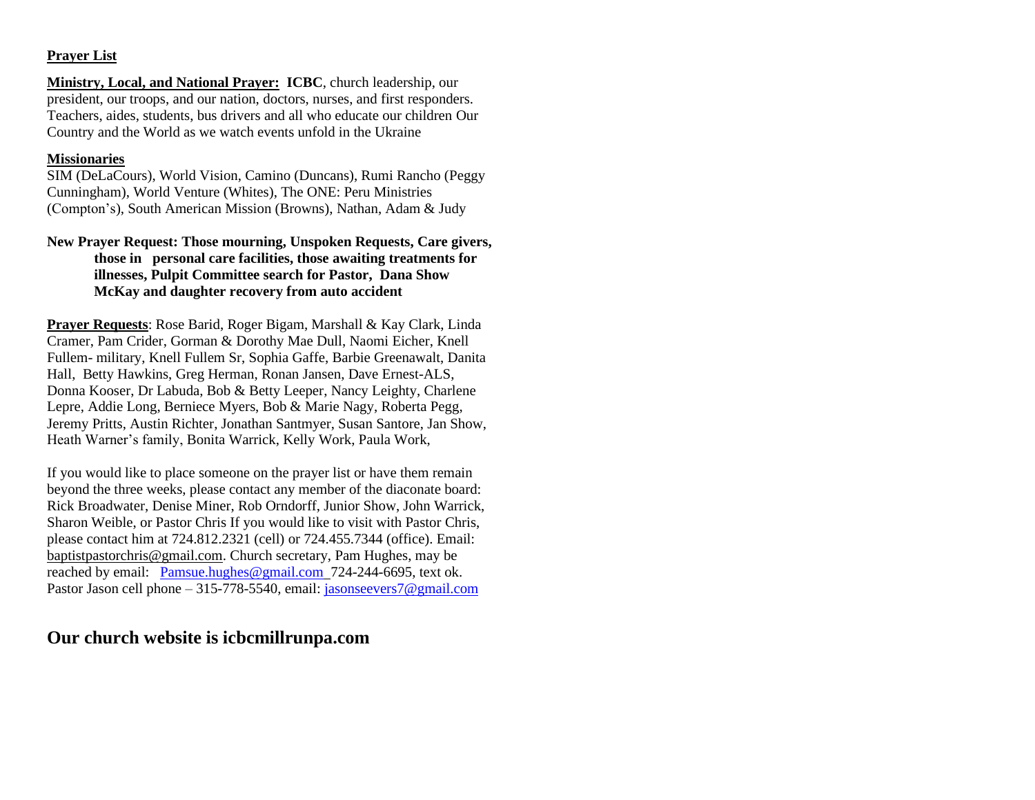**Prayer List**

**Ministry, Local, and National Prayer: ICBC**, church leadership, our president, our troops, and our nation, doctors, nurses, and first responders. Teachers, aides, students, bus drivers and all who educate our children Our Country and the World as we watch events unfold in the Ukraine

**Missionaries**

SIM (DeLaCours), World Vision, Camino (Duncans), Rumi Rancho (Peggy Cunningham), World Venture (Whites), The ONE: Peru Ministries (Compton's), South American Mission (Browns), Nathan, Adam & Judy

**New Prayer Request: Those mourning, Unspoken Requests, Care givers, those in personal care facilities, those awaiting treatments for illnesses, Pulpit Committee search for Pastor, Dana Show McKay and daughter recovery from auto accident**

**Prayer Requests**: Rose Barid, Roger Bigam, Marshall & Kay Clark, Linda Cramer, Pam Crider, Gorman & Dorothy Mae Dull, Naomi Eicher, Knell Fullem- military, Knell Fullem Sr, Sophia Gaffe, Barbie Greenawalt, Danita Hall, Betty Hawkins, Greg Herman, Ronan Jansen, Dave Ernest-ALS, Donna Kooser, Dr Labuda, Bob & Betty Leeper, Nancy Leighty, Charlene Lepre, Addie Long, Berniece Myers, Bob & Marie Nagy, Roberta Pegg, Jeremy Pritts, Austin Richter, Jonathan Santmyer, Susan Santore, Jan Show, Heath Warner's family, Bonita Warrick, Kelly Work, Paula Work,

If you would like to place someone on the prayer list or have them remain beyond the three weeks, please contact any member of the diaconate board: Rick Broadwater, Denise Miner, Rob Orndorff, Junior Show, John Warrick, Sharon Weible, or Pastor Chris If you would like to visit with Pastor Chris, please contact him at 724.812.2321 (cell) or 724.455.7344 (office). Email: baptistpastorchris@gmail.com. Church secretary, Pam Hughes, may be reached by email: Pamsue.hughes@gmail.com 724-244-6695, text ok. Pastor Jason cell phone – 315-778-5540, email: jasonseevers7@gmail.com

## Our church website is icbcmillrunpa.com